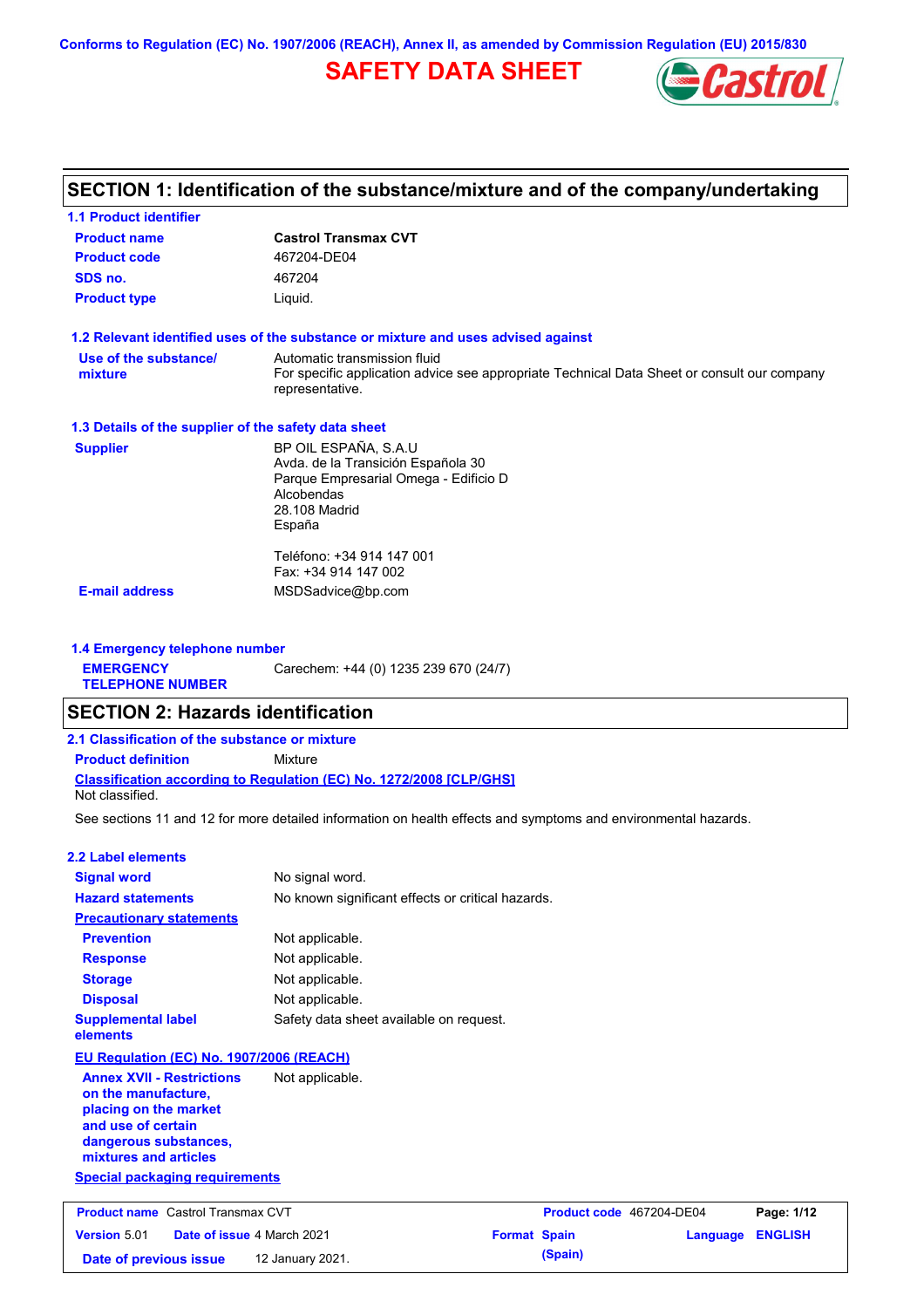Conforms to Regulation (EC) No. 1907/2006 (REACH), Annex II, as amended by Commission Regulation (EU) 2015/830

# SAFETY DATA SHEET

## SECTION 1: Identification of the substance/mixture and of the company/undertaking

### 1.1 Product identifier

| | |
|---|---|
| **Product name** | **Castrol Transmax CVT** |
| **Product code** | 467204-DE04 |
| **SDS no.** | 467204 |
| **Product type** | Liquid. |

### 1.2 Relevant identified uses of the substance or mixture and uses advised against

| | |
|---|---|
| **Use of the substance/ mixture** | Automatic transmission fluid<br>For specific application advice see appropriate Technical Data Sheet or consult our company representative. |

### 1.3 Details of the supplier of the safety data sheet

| | |
|---|---|
| **Supplier** | BP OIL ESPAÑA, S.A.U<br>Avda. de la Transición Española 30<br>Parque Empresarial Omega - Edificio D<br>Alcobendas<br>28.108 Madrid<br>España<br><br>Teléfono: +34 914 147 001<br>Fax: +34 914 147 002 |
| **E-mail address** | MSDSadvice@bp.com |

### 1.4 Emergency telephone number

| | |
|---|---|
| **EMERGENCY TELEPHONE NUMBER** | Carechem: +44 (0) 1235 239 670 (24/7) |

## SECTION 2: Hazards identification

### 2.1 Classification of the substance or mixture

**Product definition** Mixture

**Classification according to Regulation (EC) No. 1272/2008 [CLP/GHS]**

Not classified.

See sections 11 and 12 for more detailed information on health effects and symptoms and environmental hazards.

### 2.2 Label elements

| | |
|---|---|
| **Signal word** | No signal word. |
| **Hazard statements** | No known significant effects or critical hazards. |
| **Precautionary statements** | |
| **Prevention** | Not applicable. |
| **Response** | Not applicable. |
| **Storage** | Not applicable. |
| **Disposal** | Not applicable. |
| **Supplemental label elements** | Safety data sheet available on request. |

**EU Regulation (EC) No. 1907/2006 (REACH)**

| | |
|---|---|
| **Annex XVII - Restrictions on the manufacture, placing on the market and use of certain dangerous substances, mixtures and articles** | Not applicable. |

**Special packaging requirements**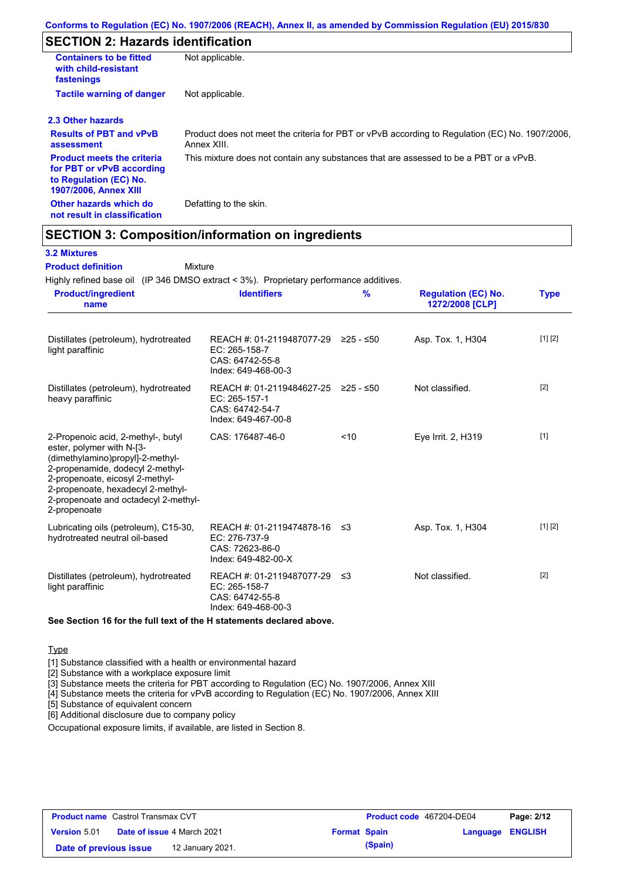## SECTION 2: Hazards identification

| | |
|---|---|
| **Containers to be fitted with child-resistant fastenings** | Not applicable. |
| **Tactile warning of danger** | Not applicable. |

### 2.3 Other hazards

| | |
|---|---|
| **Results of PBT and vPvB assessment** | Product does not meet the criteria for PBT or vPvB according to Regulation (EC) No. 1907/2006, Annex XIII. |
| **Product meets the criteria for PBT or vPvB according to Regulation (EC) No. 1907/2006, Annex XIII** | This mixture does not contain any substances that are assessed to be a PBT or a vPvB. |
| **Other hazards which do not result in classification** | Defatting to the skin. |

## SECTION 3: Composition/information on ingredients

### 3.2 Mixtures

**Product definition** Mixture

Highly refined base oil (IP 346 DMSO extract < 3%). Proprietary performance additives.

| Product/ingredient name | Identifiers | % | Regulation (EC) No. 1272/2008 [CLP] | Type |
|---|---|---|---|---|
| Distillates (petroleum), hydrotreated light paraffinic | REACH #: 01-2119487077-29<br>EC: 265-158-7<br>CAS: 64742-55-8<br>Index: 649-468-00-3 | ≥25 - ≤50 | Asp. Tox. 1, H304 | [1] [2] |
| Distillates (petroleum), hydrotreated heavy paraffinic | REACH #: 01-2119484627-25<br>EC: 265-157-1<br>CAS: 64742-54-7<br>Index: 649-467-00-8 | ≥25 - ≤50 | Not classified. | [2] |
| 2-Propenoic acid, 2-methyl-, butyl ester, polymer with N-[3-(dimethylamino)propyl]-2-methyl-2-propenamide, dodecyl 2-methyl-2-propenoate, eicosyl 2-methyl-2-propenoate, hexadecyl 2-methyl-2-propenoate and octadecyl 2-methyl-2-propenoate | CAS: 176487-46-0 | <10 | Eye Irrit. 2, H319 | [1] |
| Lubricating oils (petroleum), C15-30, hydrotreated neutral oil-based | REACH #: 01-2119474878-16<br>EC: 276-737-9<br>CAS: 72623-86-0<br>Index: 649-482-00-X | ≤3 | Asp. Tox. 1, H304 | [1] [2] |
| Distillates (petroleum), hydrotreated light paraffinic | REACH #: 01-2119487077-29<br>EC: 265-158-7<br>CAS: 64742-55-8<br>Index: 649-468-00-3 | ≤3 | Not classified. | [2] |

**See Section 16 for the full text of the H statements declared above.**

Type

[1] Substance classified with a health or environmental hazard
[2] Substance with a workplace exposure limit
[3] Substance meets the criteria for PBT according to Regulation (EC) No. 1907/2006, Annex XIII
[4] Substance meets the criteria for vPvB according to Regulation (EC) No. 1907/2006, Annex XIII
[5] Substance of equivalent concern
[6] Additional disclosure due to company policy

Occupational exposure limits, if available, are listed in Section 8.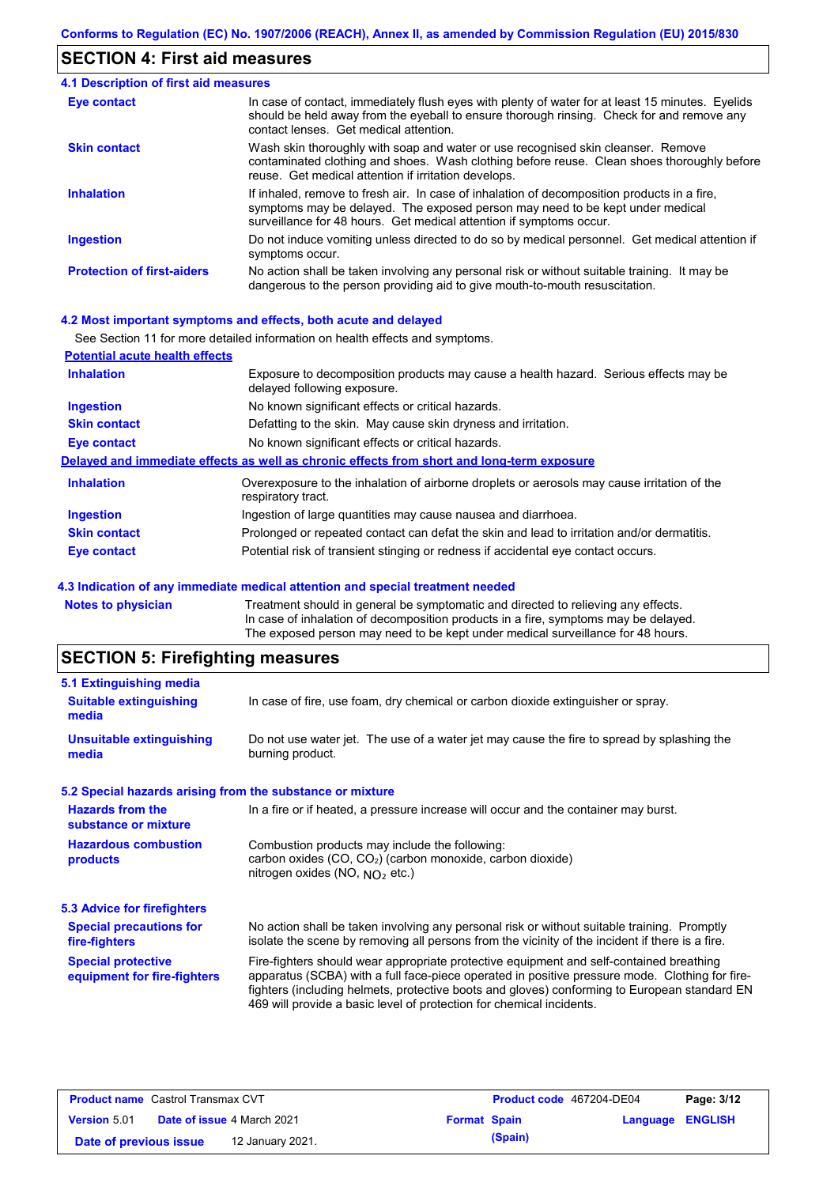## SECTION 4: First aid measures

### 4.1 Description of first aid measures

| | |
|---|---|
| **Eye contact** | In case of contact, immediately flush eyes with plenty of water for at least 15 minutes. Eyelids should be held away from the eyeball to ensure thorough rinsing. Check for and remove any contact lenses. Get medical attention. |
| **Skin contact** | Wash skin thoroughly with soap and water or use recognised skin cleanser. Remove contaminated clothing and shoes. Wash clothing before reuse. Clean shoes thoroughly before reuse. Get medical attention if irritation develops. |
| **Inhalation** | If inhaled, remove to fresh air. In case of inhalation of decomposition products in a fire, symptoms may be delayed. The exposed person may need to be kept under medical surveillance for 48 hours. Get medical attention if symptoms occur. |
| **Ingestion** | Do not induce vomiting unless directed to do so by medical personnel. Get medical attention if symptoms occur. |
| **Protection of first-aiders** | No action shall be taken involving any personal risk or without suitable training. It may be dangerous to the person providing aid to give mouth-to-mouth resuscitation. |

### 4.2 Most important symptoms and effects, both acute and delayed

See Section 11 for more detailed information on health effects and symptoms.

**Potential acute health effects**

| | |
|---|---|
| **Inhalation** | Exposure to decomposition products may cause a health hazard. Serious effects may be delayed following exposure. |
| **Ingestion** | No known significant effects or critical hazards. |
| **Skin contact** | Defatting to the skin. May cause skin dryness and irritation. |
| **Eye contact** | No known significant effects or critical hazards. |

**Delayed and immediate effects as well as chronic effects from short and long-term exposure**

| | |
|---|---|
| **Inhalation** | Overexposure to the inhalation of airborne droplets or aerosols may cause irritation of the respiratory tract. |
| **Ingestion** | Ingestion of large quantities may cause nausea and diarrhoea. |
| **Skin contact** | Prolonged or repeated contact can defat the skin and lead to irritation and/or dermatitis. |
| **Eye contact** | Potential risk of transient stinging or redness if accidental eye contact occurs. |

### 4.3 Indication of any immediate medical attention and special treatment needed

| | |
|---|---|
| **Notes to physician** | Treatment should in general be symptomatic and directed to relieving any effects. In case of inhalation of decomposition products in a fire, symptoms may be delayed. The exposed person may need to be kept under medical surveillance for 48 hours. |

## SECTION 5: Firefighting measures

### 5.1 Extinguishing media

| | |
|---|---|
| **Suitable extinguishing media** | In case of fire, use foam, dry chemical or carbon dioxide extinguisher or spray. |
| **Unsuitable extinguishing media** | Do not use water jet. The use of a water jet may cause the fire to spread by splashing the burning product. |

### 5.2 Special hazards arising from the substance or mixture

| | |
|---|---|
| **Hazards from the substance or mixture** | In a fire or if heated, a pressure increase will occur and the container may burst. |
| **Hazardous combustion products** | Combustion products may include the following:<br>carbon oxides (CO, $CO_2$) (carbon monoxide, carbon dioxide)<br>nitrogen oxides (NO, $NO_2$ etc.) |

### 5.3 Advice for firefighters

| | |
|---|---|
| **Special precautions for fire-fighters** | No action shall be taken involving any personal risk or without suitable training. Promptly isolate the scene by removing all persons from the vicinity of the incident if there is a fire. |
| **Special protective equipment for fire-fighters** | Fire-fighters should wear appropriate protective equipment and self-contained breathing apparatus (SCBA) with a full face-piece operated in positive pressure mode. Clothing for fire-fighters (including helmets, protective boots and gloves) conforming to European standard EN 469 will provide a basic level of protection for chemical incidents. |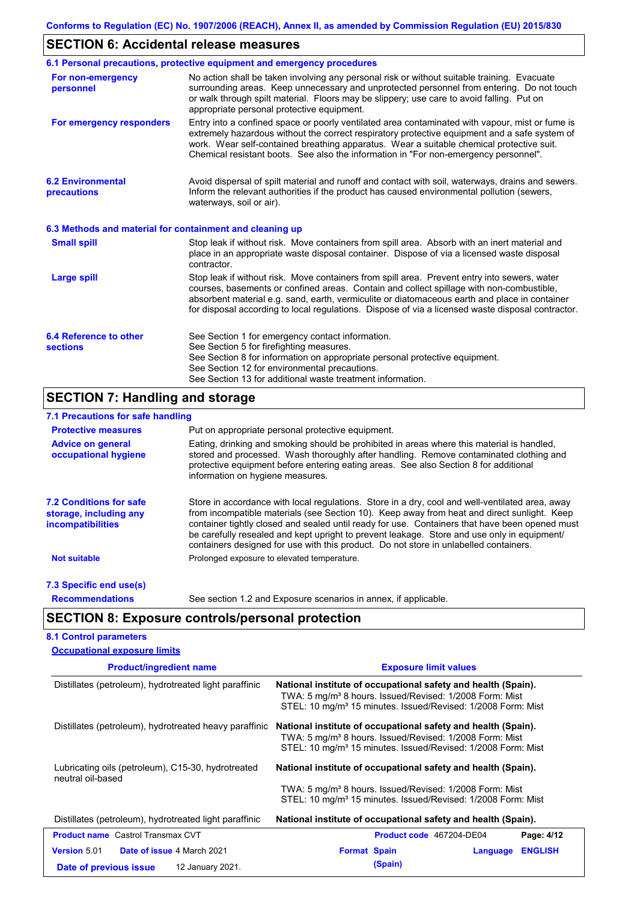## SECTION 6: Accidental release measures

### 6.1 Personal precautions, protective equipment and emergency procedures

**For non-emergency personnel**

No action shall be taken involving any personal risk or without suitable training. Evacuate surrounding areas. Keep unnecessary and unprotected personnel from entering. Do not touch or walk through spilt material. Floors may be slippery; use care to avoid falling. Put on appropriate personal protective equipment.

**For emergency responders**

Entry into a confined space or poorly ventilated area contaminated with vapour, mist or fume is extremely hazardous without the correct respiratory protective equipment and a safe system of work. Wear self-contained breathing apparatus. Wear a suitable chemical protective suit. Chemical resistant boots. See also the information in "For non-emergency personnel".

### 6.2 Environmental precautions

Avoid dispersal of spilt material and runoff and contact with soil, waterways, drains and sewers. Inform the relevant authorities if the product has caused environmental pollution (sewers, waterways, soil or air).

### 6.3 Methods and material for containment and cleaning up

**Small spill**

Stop leak if without risk. Move containers from spill area. Absorb with an inert material and place in an appropriate waste disposal container. Dispose of via a licensed waste disposal contractor.

**Large spill**

Stop leak if without risk. Move containers from spill area. Prevent entry into sewers, water courses, basements or confined areas. Contain and collect spillage with non-combustible, absorbent material e.g. sand, earth, vermiculite or diatomaceous earth and place in container for disposal according to local regulations. Dispose of via a licensed waste disposal contractor.

### 6.4 Reference to other sections

See Section 1 for emergency contact information.
See Section 5 for firefighting measures.
See Section 8 for information on appropriate personal protective equipment.
See Section 12 for environmental precautions.
See Section 13 for additional waste treatment information.

## SECTION 7: Handling and storage

### 7.1 Precautions for safe handling

**Protective measures**

Put on appropriate personal protective equipment.

**Advice on general occupational hygiene**

Eating, drinking and smoking should be prohibited in areas where this material is handled, stored and processed. Wash thoroughly after handling. Remove contaminated clothing and protective equipment before entering eating areas. See also Section 8 for additional information on hygiene measures.

### 7.2 Conditions for safe storage, including any incompatibilities

Store in accordance with local regulations. Store in a dry, cool and well-ventilated area, away from incompatible materials (see Section 10). Keep away from heat and direct sunlight. Keep container tightly closed and sealed until ready for use. Containers that have been opened must be carefully resealed and kept upright to prevent leakage. Store and use only in equipment/ containers designed for use with this product. Do not store in unlabelled containers.

**Not suitable**

Prolonged exposure to elevated temperature.

### 7.3 Specific end use(s)

**Recommendations**

See section 1.2 and Exposure scenarios in annex, if applicable.

## SECTION 8: Exposure controls/personal protection

### 8.1 Control parameters

**Occupational exposure limits**

| Product/ingredient name | Exposure limit values |
|---|---|
| Distillates (petroleum), hydrotreated light paraffinic | **National institute of occupational safety and health (Spain).** TWA: 5 mg/m³ 8 hours. Issued/Revised: 1/2008 Form: Mist STEL: 10 mg/m³ 15 minutes. Issued/Revised: 1/2008 Form: Mist |
| Distillates (petroleum), hydrotreated heavy paraffinic | **National institute of occupational safety and health (Spain).** TWA: 5 mg/m³ 8 hours. Issued/Revised: 1/2008 Form: Mist STEL: 10 mg/m³ 15 minutes. Issued/Revised: 1/2008 Form: Mist |
| Lubricating oils (petroleum), C15-30, hydrotreated neutral oil-based | **National institute of occupational safety and health (Spain).** TWA: 5 mg/m³ 8 hours. Issued/Revised: 1/2008 Form: Mist STEL: 10 mg/m³ 15 minutes. Issued/Revised: 1/2008 Form: Mist |
| Distillates (petroleum), hydrotreated light paraffinic | **National institute of occupational safety and health (Spain).** |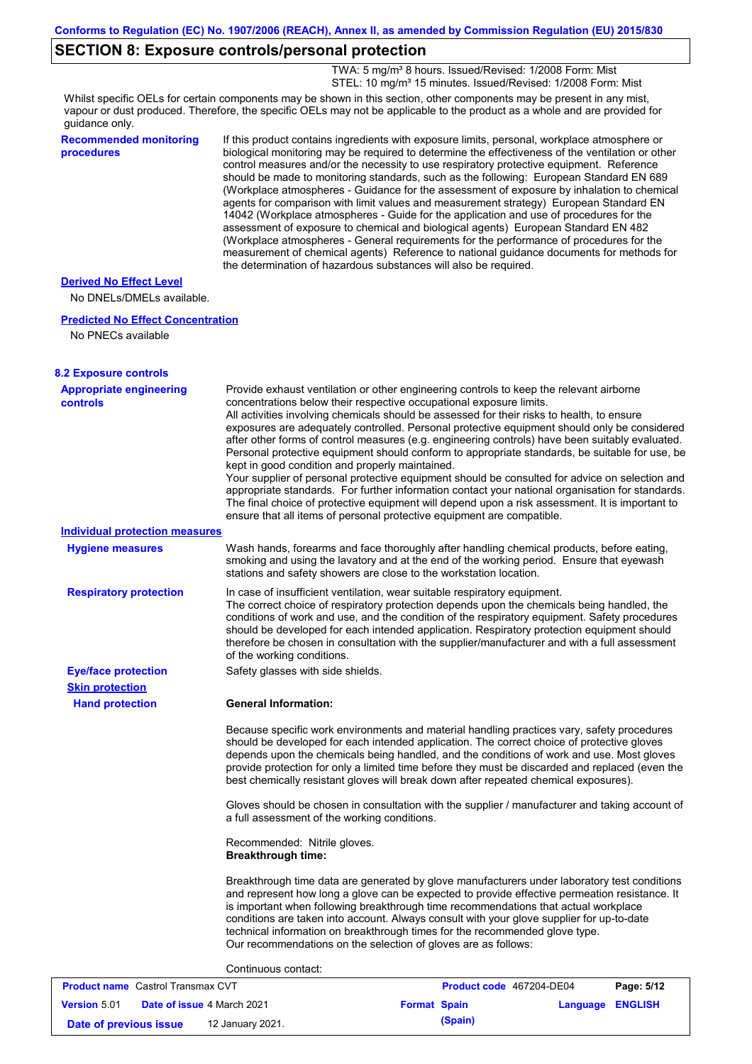## SECTION 8: Exposure controls/personal protection

TWA: 5 mg/m³ 8 hours. Issued/Revised: 1/2008 Form: Mist
STEL: 10 mg/m³ 15 minutes. Issued/Revised: 1/2008 Form: Mist

Whilst specific OELs for certain components may be shown in this section, other components may be present in any mist, vapour or dust produced. Therefore, the specific OELs may not be applicable to the product as a whole and are provided for guidance only.

**Recommended monitoring procedures**

If this product contains ingredients with exposure limits, personal, workplace atmosphere or biological monitoring may be required to determine the effectiveness of the ventilation or other control measures and/or the necessity to use respiratory protective equipment. Reference should be made to monitoring standards, such as the following: European Standard EN 689 (Workplace atmospheres - Guidance for the assessment of exposure by inhalation to chemical agents for comparison with limit values and measurement strategy) European Standard EN 14042 (Workplace atmospheres - Guide for the application and use of procedures for the assessment of exposure to chemical and biological agents) European Standard EN 482 (Workplace atmospheres - General requirements for the performance of procedures for the measurement of chemical agents) Reference to national guidance documents for methods for the determination of hazardous substances will also be required.

**Derived No Effect Level**

No DNELs/DMELs available.

**Predicted No Effect Concentration**

No PNECs available

### 8.2 Exposure controls

**Appropriate engineering controls**

Provide exhaust ventilation or other engineering controls to keep the relevant airborne concentrations below their respective occupational exposure limits.
All activities involving chemicals should be assessed for their risks to health, to ensure exposures are adequately controlled. Personal protective equipment should only be considered after other forms of control measures (e.g. engineering controls) have been suitably evaluated. Personal protective equipment should conform to appropriate standards, be suitable for use, be kept in good condition and properly maintained.
Your supplier of personal protective equipment should be consulted for advice on selection and appropriate standards. For further information contact your national organisation for standards.
The final choice of protective equipment will depend upon a risk assessment. It is important to ensure that all items of personal protective equipment are compatible.

**Individual protection measures**

**Hygiene measures**

Wash hands, forearms and face thoroughly after handling chemical products, before eating, smoking and using the lavatory and at the end of the working period. Ensure that eyewash stations and safety showers are close to the workstation location.

**Respiratory protection**

In case of insufficient ventilation, wear suitable respiratory equipment.
The correct choice of respiratory protection depends upon the chemicals being handled, the conditions of work and use, and the condition of the respiratory equipment. Safety procedures should be developed for each intended application. Respiratory protection equipment should therefore be chosen in consultation with the supplier/manufacturer and with a full assessment of the working conditions.

**Eye/face protection**

Safety glasses with side shields.

**Skin protection**

**Hand protection**

**General Information:**

Because specific work environments and material handling practices vary, safety procedures should be developed for each intended application. The correct choice of protective gloves depends upon the chemicals being handled, and the conditions of work and use. Most gloves provide protection for only a limited time before they must be discarded and replaced (even the best chemically resistant gloves will break down after repeated chemical exposures).

Gloves should be chosen in consultation with the supplier / manufacturer and taking account of a full assessment of the working conditions.

Recommended: Nitrile gloves.
**Breakthrough time:**

Breakthrough time data are generated by glove manufacturers under laboratory test conditions and represent how long a glove can be expected to provide effective permeation resistance. It is important when following breakthrough time recommendations that actual workplace conditions are taken into account. Always consult with your glove supplier for up-to-date technical information on breakthrough times for the recommended glove type.
Our recommendations on the selection of gloves are as follows:

Continuous contact: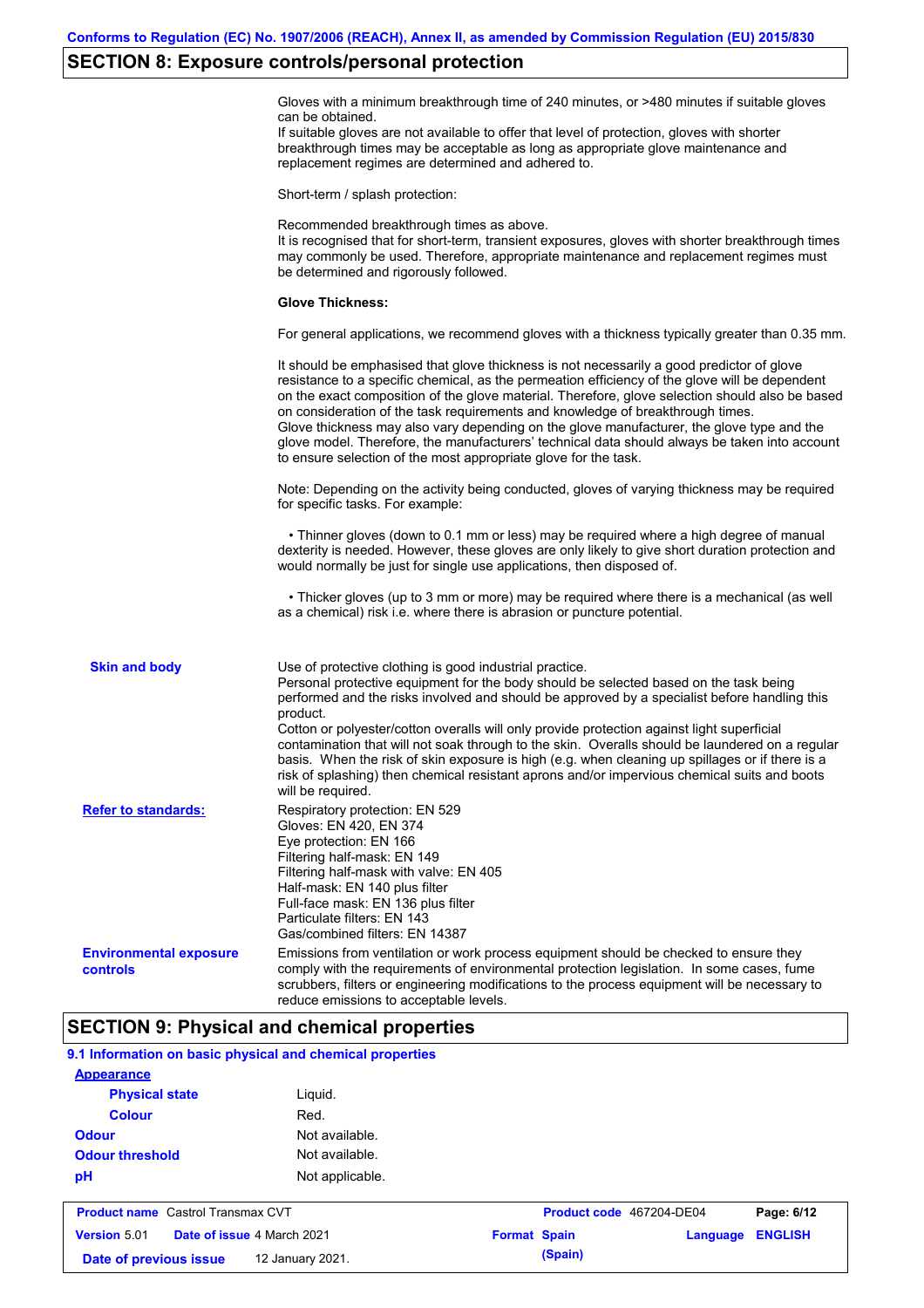## SECTION 8: Exposure controls/personal protection

Gloves with a minimum breakthrough time of 240 minutes, or >480 minutes if suitable gloves can be obtained.
If suitable gloves are not available to offer that level of protection, gloves with shorter breakthrough times may be acceptable as long as appropriate glove maintenance and replacement regimes are determined and adhered to.

Short-term / splash protection:

Recommended breakthrough times as above.
It is recognised that for short-term, transient exposures, gloves with shorter breakthrough times may commonly be used. Therefore, appropriate maintenance and replacement regimes must be determined and rigorously followed.

**Glove Thickness:**

For general applications, we recommend gloves with a thickness typically greater than 0.35 mm.

It should be emphasised that glove thickness is not necessarily a good predictor of glove resistance to a specific chemical, as the permeation efficiency of the glove will be dependent on the exact composition of the glove material. Therefore, glove selection should also be based on consideration of the task requirements and knowledge of breakthrough times.
Glove thickness may also vary depending on the glove manufacturer, the glove type and the glove model. Therefore, the manufacturers' technical data should always be taken into account to ensure selection of the most appropriate glove for the task.

Note: Depending on the activity being conducted, gloves of varying thickness may be required for specific tasks. For example:

• Thinner gloves (down to 0.1 mm or less) may be required where a high degree of manual dexterity is needed. However, these gloves are only likely to give short duration protection and would normally be just for single use applications, then disposed of.

• Thicker gloves (up to 3 mm or more) may be required where there is a mechanical (as well as a chemical) risk i.e. where there is abrasion or puncture potential.

**Skin and body**

Use of protective clothing is good industrial practice.
Personal protective equipment for the body should be selected based on the task being performed and the risks involved and should be approved by a specialist before handling this product.
Cotton or polyester/cotton overalls will only provide protection against light superficial contamination that will not soak through to the skin. Overalls should be laundered on a regular basis. When the risk of skin exposure is high (e.g. when cleaning up spillages or if there is a risk of splashing) then chemical resistant aprons and/or impervious chemical suits and boots will be required.

**Refer to standards:**

Respiratory protection: EN 529
Gloves: EN 420, EN 374
Eye protection: EN 166
Filtering half-mask: EN 149
Filtering half-mask with valve: EN 405
Half-mask: EN 140 plus filter
Full-face mask: EN 136 plus filter
Particulate filters: EN 143
Gas/combined filters: EN 14387

**Environmental exposure controls**

Emissions from ventilation or work process equipment should be checked to ensure they comply with the requirements of environmental protection legislation. In some cases, fume scrubbers, filters or engineering modifications to the process equipment will be necessary to reduce emissions to acceptable levels.

## SECTION 9: Physical and chemical properties

### 9.1 Information on basic physical and chemical properties

**Appearance**

| | |
|---|---|
| **Physical state** | Liquid. |
| **Colour** | Red. |
| **Odour** | Not available. |
| **Odour threshold** | Not available. |
| **pH** | Not applicable. |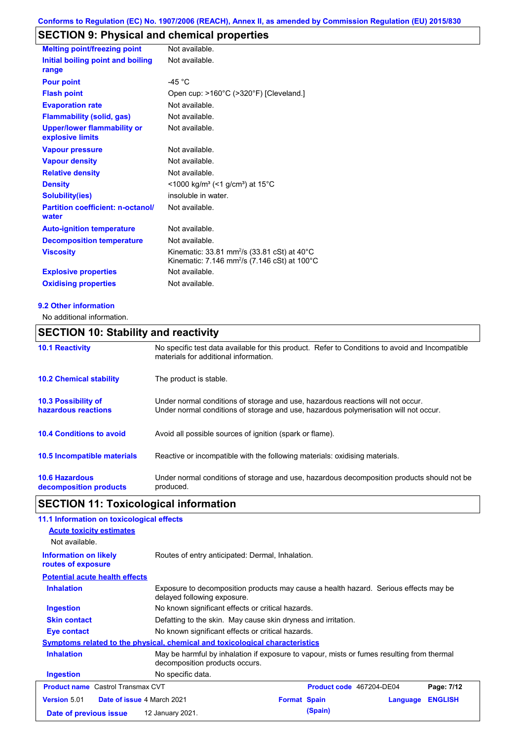Conforms to Regulation (EC) No. 1907/2006 (REACH), Annex II, as amended by Commission Regulation (EU) 2015/830

## SECTION 9: Physical and chemical properties

| | |
|---|---|
| **Melting point/freezing point** | Not available. |
| **Initial boiling point and boiling range** | Not available. |
| **Pour point** | -45 °C |
| **Flash point** | Open cup: >160°C (>320°F) [Cleveland.] |
| **Evaporation rate** | Not available. |
| **Flammability (solid, gas)** | Not available. |
| **Upper/lower flammability or explosive limits** | Not available. |
| **Vapour pressure** | Not available. |
| **Vapour density** | Not available. |
| **Relative density** | Not available. |
| **Density** | <1000 kg/m³ (<1 g/cm³) at 15°C |
| **Solubility(ies)** | insoluble in water. |
| **Partition coefficient: n-octanol/water** | Not available. |
| **Auto-ignition temperature** | Not available. |
| **Decomposition temperature** | Not available. |
| **Viscosity** | Kinematic: 33.81 $mm^2/s$ (33.81 cSt) at 40°C<br>Kinematic: 7.146 $mm^2/s$ (7.146 cSt) at 100°C |
| **Explosive properties** | Not available. |
| **Oxidising properties** | Not available. |

### 9.2 Other information

No additional information.

## SECTION 10: Stability and reactivity

| | |
|---|---|
| **10.1 Reactivity** | No specific test data available for this product. Refer to Conditions to avoid and Incompatible materials for additional information. |
| **10.2 Chemical stability** | The product is stable. |
| **10.3 Possibility of hazardous reactions** | Under normal conditions of storage and use, hazardous reactions will not occur.<br>Under normal conditions of storage and use, hazardous polymerisation will not occur. |
| **10.4 Conditions to avoid** | Avoid all possible sources of ignition (spark or flame). |
| **10.5 Incompatible materials** | Reactive or incompatible with the following materials: oxidising materials. |
| **10.6 Hazardous decomposition products** | Under normal conditions of storage and use, hazardous decomposition products should not be produced. |

## SECTION 11: Toxicological information

### 11.1 Information on toxicological effects

**Acute toxicity estimates**

Not available.

| | |
|---|---|
| **Information on likely routes of exposure** | Routes of entry anticipated: Dermal, Inhalation. |

**Potential acute health effects**

| | |
|---|---|
| **Inhalation** | Exposure to decomposition products may cause a health hazard. Serious effects may be delayed following exposure. |
| **Ingestion** | No known significant effects or critical hazards. |
| **Skin contact** | Defatting to the skin. May cause skin dryness and irritation. |
| **Eye contact** | No known significant effects or critical hazards. |

**Symptoms related to the physical, chemical and toxicological characteristics**

| | |
|---|---|
| **Inhalation** | May be harmful by inhalation if exposure to vapour, mists or fumes resulting from thermal decomposition products occurs. |
| **Ingestion** | No specific data. |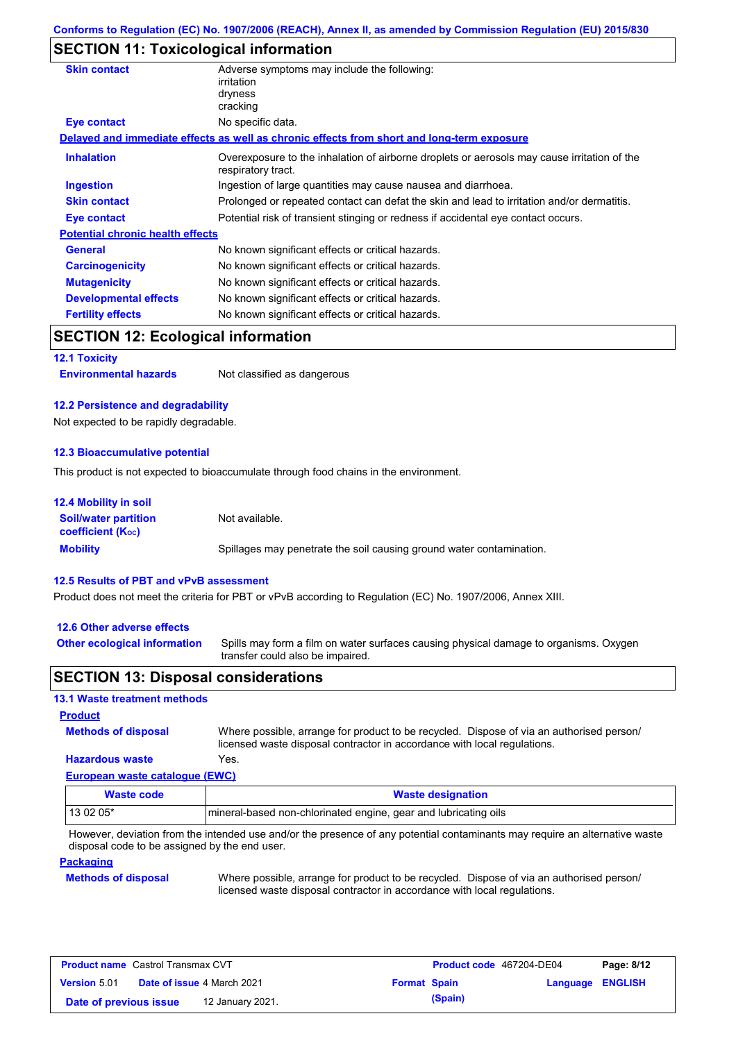## SECTION 11: Toxicological information

| | |
|---|---|
| **Skin contact** | Adverse symptoms may include the following:<br>irritation<br>dryness<br>cracking |
| **Eye contact** | No specific data. |

**Delayed and immediate effects as well as chronic effects from short and long-term exposure**

| | |
|---|---|
| **Inhalation** | Overexposure to the inhalation of airborne droplets or aerosols may cause irritation of the respiratory tract. |
| **Ingestion** | Ingestion of large quantities may cause nausea and diarrhoea. |
| **Skin contact** | Prolonged or repeated contact can defat the skin and lead to irritation and/or dermatitis. |
| **Eye contact** | Potential risk of transient stinging or redness if accidental eye contact occurs. |

**Potential chronic health effects**

| | |
|---|---|
| **General** | No known significant effects or critical hazards. |
| **Carcinogenicity** | No known significant effects or critical hazards. |
| **Mutagenicity** | No known significant effects or critical hazards. |
| **Developmental effects** | No known significant effects or critical hazards. |
| **Fertility effects** | No known significant effects or critical hazards. |

## SECTION 12: Ecological information

### 12.1 Toxicity

**Environmental hazards** Not classified as dangerous

### 12.2 Persistence and degradability

Not expected to be rapidly degradable.

### 12.3 Bioaccumulative potential

This product is not expected to bioaccumulate through food chains in the environment.

### 12.4 Mobility in soil

| | |
|---|---|
| **Soil/water partition coefficient ($K_{OC}$)** | Not available. |
| **Mobility** | Spillages may penetrate the soil causing ground water contamination. |

### 12.5 Results of PBT and vPvB assessment

Product does not meet the criteria for PBT or vPvB according to Regulation (EC) No. 1907/2006, Annex XIII.

### 12.6 Other adverse effects

**Other ecological information** Spills may form a film on water surfaces causing physical damage to organisms. Oxygen transfer could also be impaired.

## SECTION 13: Disposal considerations

### 13.1 Waste treatment methods

**Product**

**Methods of disposal** Where possible, arrange for product to be recycled. Dispose of via an authorised person/ licensed waste disposal contractor in accordance with local regulations.

**Hazardous waste** Yes.

**European waste catalogue (EWC)**

| Waste code | Waste designation |
|---|---|
| 13 02 05* | mineral-based non-chlorinated engine, gear and lubricating oils |

However, deviation from the intended use and/or the presence of any potential contaminants may require an alternative waste disposal code to be assigned by the end user.

**Packaging**

**Methods of disposal** Where possible, arrange for product to be recycled. Dispose of via an authorised person/ licensed waste disposal contractor in accordance with local regulations.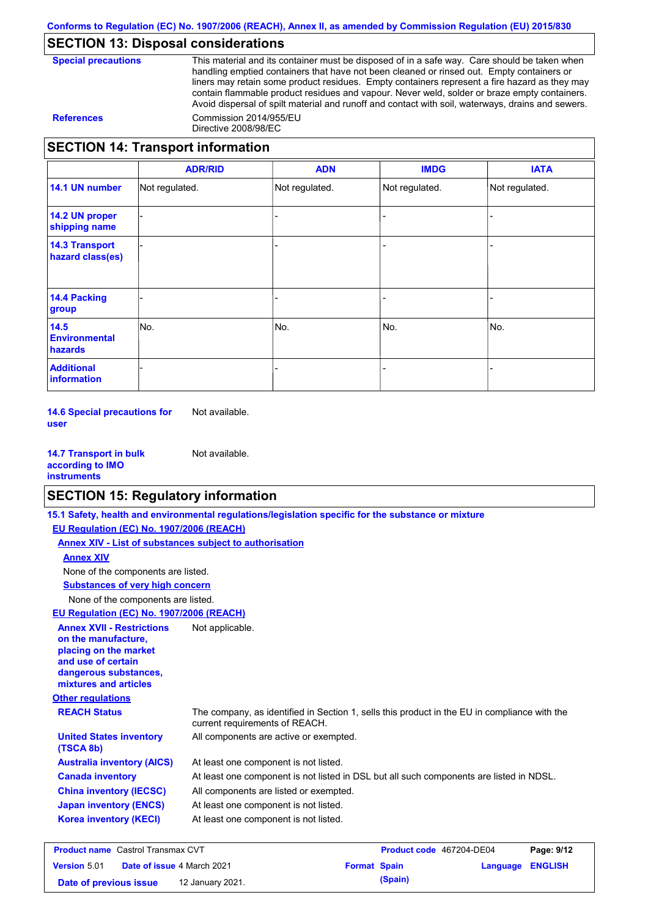## SECTION 13: Disposal considerations

**Special precautions**

This material and its container must be disposed of in a safe way. Care should be taken when handling emptied containers that have not been cleaned or rinsed out. Empty containers or liners may retain some product residues. Empty containers represent a fire hazard as they may contain flammable product residues and vapour. Never weld, solder or braze empty containers. Avoid dispersal of spilt material and runoff and contact with soil, waterways, drains and sewers.

**References**

Commission 2014/955/EU
Directive 2008/98/EC

## SECTION 14: Transport information

| | ADR/RID | ADN | IMDG | IATA |
|---|---|---|---|---|
| **14.1 UN number** | Not regulated. | Not regulated. | Not regulated. | Not regulated. |
| **14.2 UN proper shipping name** | - | - | - | - |
| **14.3 Transport hazard class(es)** | - | - | - | - |
| **14.4 Packing group** | - | - | - | - |
| **14.5 Environmental hazards** | No. | No. | No. | No. |
| **Additional information** | - | - | - | - |

**14.6 Special precautions for user** Not available.

**14.7 Transport in bulk according to IMO instruments** Not available.

## SECTION 15: Regulatory information

**15.1 Safety, health and environmental regulations/legislation specific for the substance or mixture**

**EU Regulation (EC) No. 1907/2006 (REACH)**

**Annex XIV - List of substances subject to authorisation**

**Annex XIV**

None of the components are listed.

**Substances of very high concern**

None of the components are listed.

**EU Regulation (EC) No. 1907/2006 (REACH)**

**Annex XVII - Restrictions on the manufacture, placing on the market and use of certain dangerous substances, mixtures and articles** Not applicable.

**Other regulations**

**REACH Status** The company, as identified in Section 1, sells this product in the EU in compliance with the current requirements of REACH.

**United States inventory (TSCA 8b)** All components are active or exempted.

**Australia inventory (AICS)** At least one component is not listed.

**Canada inventory** At least one component is not listed in DSL but all such components are listed in NDSL.

**China inventory (IECSC)** All components are listed or exempted.

**Japan inventory (ENCS)** At least one component is not listed.

**Korea inventory (KECI)** At least one component is not listed.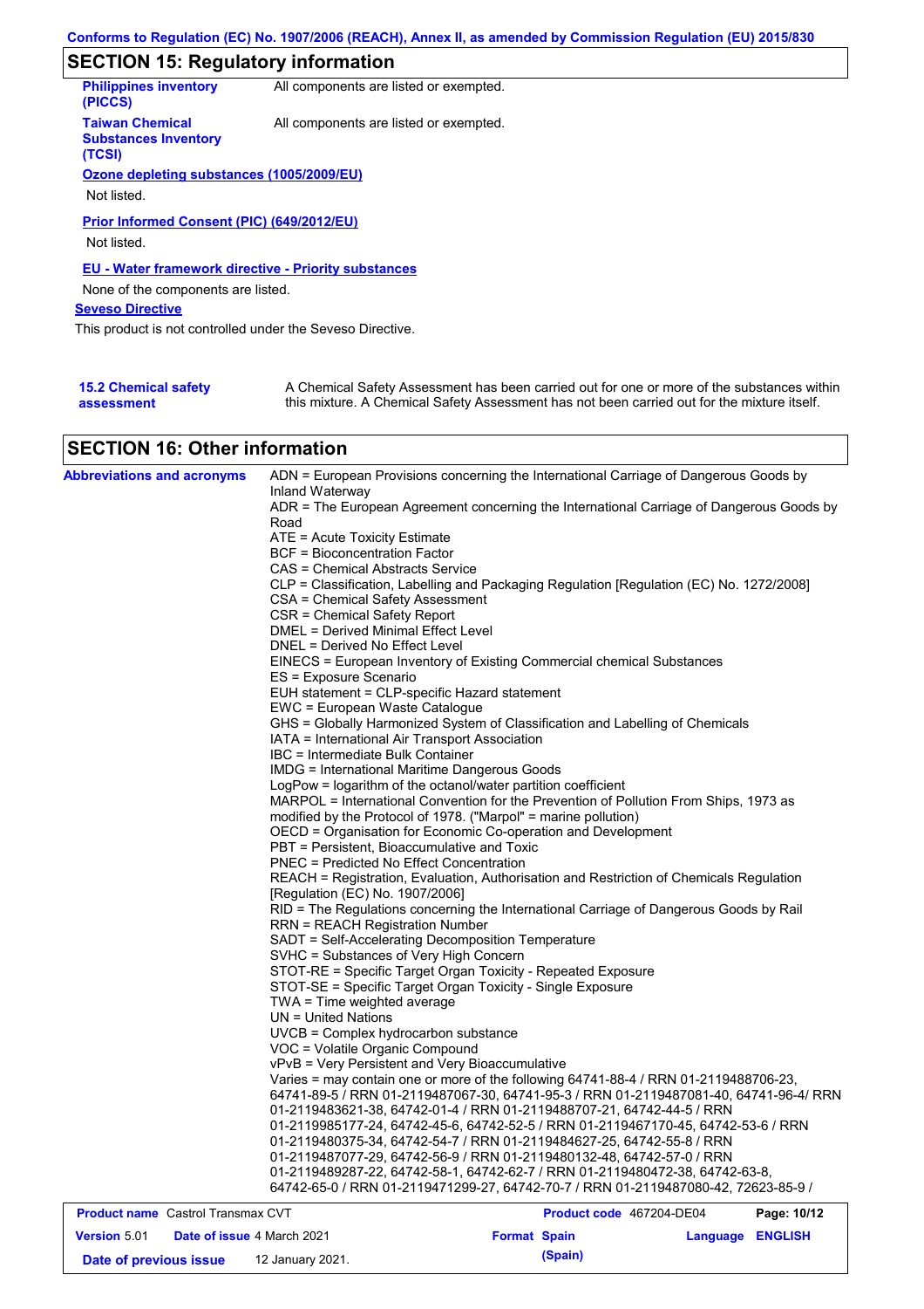## SECTION 15: Regulatory information

| | |
|---|---|
| **Philippines inventory (PICCS)** | All components are listed or exempted. |
| **Taiwan Chemical Substances Inventory (TCSI)** | All components are listed or exempted. |

**Ozone depleting substances (1005/2009/EU)**

Not listed.

**Prior Informed Consent (PIC) (649/2012/EU)**

Not listed.

**EU - Water framework directive - Priority substances**

None of the components are listed.

**Seveso Directive**

This product is not controlled under the Seveso Directive.

**15.2 Chemical safety assessment**

A Chemical Safety Assessment has been carried out for one or more of the substances within this mixture. A Chemical Safety Assessment has not been carried out for the mixture itself.

## SECTION 16: Other information

**Abbreviations and acronyms**

ADN = European Provisions concerning the International Carriage of Dangerous Goods by Inland Waterway
ADR = The European Agreement concerning the International Carriage of Dangerous Goods by Road
ATE = Acute Toxicity Estimate
BCF = Bioconcentration Factor
CAS = Chemical Abstracts Service
CLP = Classification, Labelling and Packaging Regulation [Regulation (EC) No. 1272/2008]
CSA = Chemical Safety Assessment
CSR = Chemical Safety Report
DMEL = Derived Minimal Effect Level
DNEL = Derived No Effect Level
EINECS = European Inventory of Existing Commercial chemical Substances
ES = Exposure Scenario
EUH statement = CLP-specific Hazard statement
EWC = European Waste Catalogue
GHS = Globally Harmonized System of Classification and Labelling of Chemicals
IATA = International Air Transport Association
IBC = Intermediate Bulk Container
IMDG = International Maritime Dangerous Goods
LogPow = logarithm of the octanol/water partition coefficient
MARPOL = International Convention for the Prevention of Pollution From Ships, 1973 as modified by the Protocol of 1978. ("Marpol" = marine pollution)
OECD = Organisation for Economic Co-operation and Development
PBT = Persistent, Bioaccumulative and Toxic
PNEC = Predicted No Effect Concentration
REACH = Registration, Evaluation, Authorisation and Restriction of Chemicals Regulation [Regulation (EC) No. 1907/2006]
RID = The Regulations concerning the International Carriage of Dangerous Goods by Rail
RRN = REACH Registration Number
SADT = Self-Accelerating Decomposition Temperature
SVHC = Substances of Very High Concern
STOT-RE = Specific Target Organ Toxicity - Repeated Exposure
STOT-SE = Specific Target Organ Toxicity - Single Exposure
TWA = Time weighted average
UN = United Nations
UVCB = Complex hydrocarbon substance
VOC = Volatile Organic Compound
vPvB = Very Persistent and Very Bioaccumulative
Varies = may contain one or more of the following 64741-88-4 / RRN 01-2119488706-23, 64741-89-5 / RRN 01-2119487067-30, 64741-95-3 / RRN 01-2119487081-40, 64741-96-4/ RRN 01-2119483621-38, 64742-01-4 / RRN 01-2119488707-21, 64742-44-5 / RRN 01-2119985177-24, 64742-45-6, 64742-52-5 / RRN 01-2119467170-45, 64742-53-6 / RRN 01-2119480375-34, 64742-54-7 / RRN 01-2119484627-25, 64742-55-8 / RRN 01-2119487077-29, 64742-56-9 / RRN 01-2119480132-48, 64742-57-0 / RRN 01-2119489287-22, 64742-58-1, 64742-62-7 / RRN 01-2119480472-38, 64742-63-8, 64742-65-0 / RRN 01-2119471299-27, 64742-70-7 / RRN 01-2119487080-42, 72623-85-9 /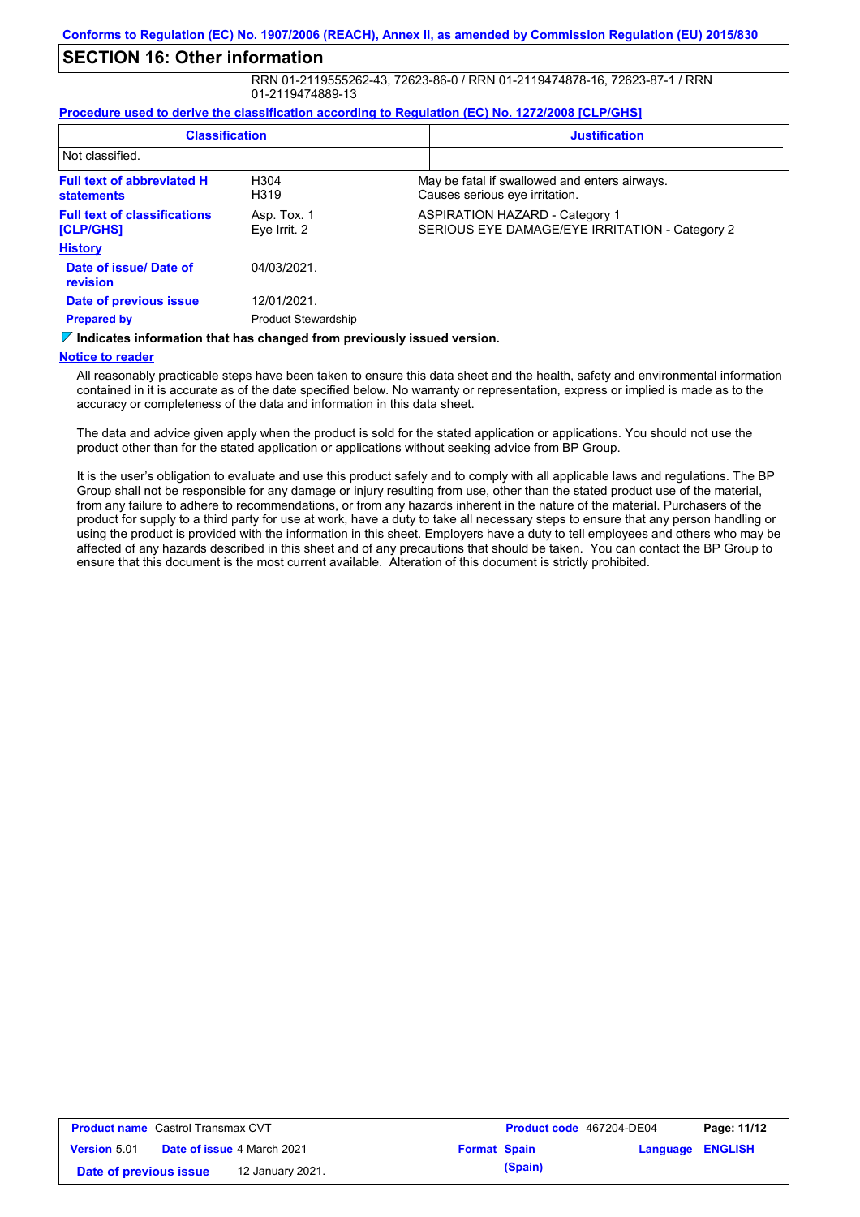## SECTION 16: Other information

RRN 01-2119555262-43, 72623-86-0 / RRN 01-2119474878-16, 72623-87-1 / RRN 01-2119474889-13

**Procedure used to derive the classification according to Regulation (EC) No. 1272/2008 [CLP/GHS]**

| Classification | Justification |
|---|---|
| Not classified. | |

| | | |
|---|---|---|
| **Full text of abbreviated H statements** | H304<br>H319 | May be fatal if swallowed and enters airways.<br>Causes serious eye irritation. |
| **Full text of classifications [CLP/GHS]** | Asp. Tox. 1<br>Eye Irrit. 2 | ASPIRATION HAZARD - Category 1<br>SERIOUS EYE DAMAGE/EYE IRRITATION - Category 2 |

**History**

| | |
|---|---|
| **Date of issue/ Date of revision** | 04/03/2021. |
| **Date of previous issue** | 12/01/2021. |
| **Prepared by** | Product Stewardship |

**Indicates information that has changed from previously issued version.**

**Notice to reader**

All reasonably practicable steps have been taken to ensure this data sheet and the health, safety and environmental information contained in it is accurate as of the date specified below. No warranty or representation, express or implied is made as to the accuracy or completeness of the data and information in this data sheet.

The data and advice given apply when the product is sold for the stated application or applications. You should not use the product other than for the stated application or applications without seeking advice from BP Group.

It is the user's obligation to evaluate and use this product safely and to comply with all applicable laws and regulations. The BP Group shall not be responsible for any damage or injury resulting from use, other than the stated product use of the material, from any failure to adhere to recommendations, or from any hazards inherent in the nature of the material. Purchasers of the product for supply to a third party for use at work, have a duty to take all necessary steps to ensure that any person handling or using the product is provided with the information in this sheet. Employers have a duty to tell employees and others who may be affected of any hazards described in this sheet and of any precautions that should be taken. You can contact the BP Group to ensure that this document is the most current available. Alteration of this document is strictly prohibited.